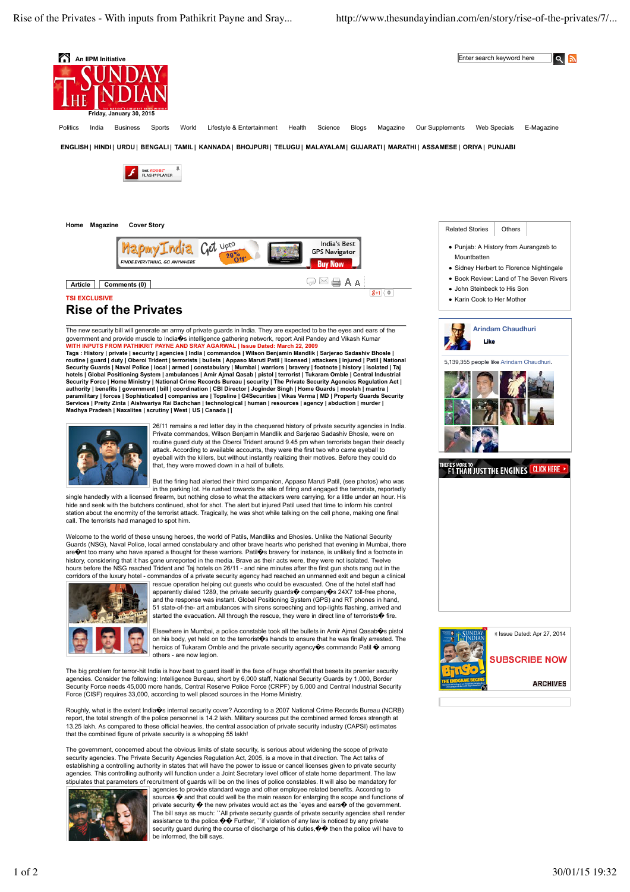TSI EXCLUSIVE

# Rise of the Privates

The new security bill will generate an army of private guards in India. They are expected to be the eyes and ears of the government and provide muscle to India�s intelligence gathering network, report Anil Pandey and Vikash Kumar

WITH INPUTS FROM PATHIKRIT PAYNE AND SRAY AGARWAL | Issue Dated: March 22, 2009

**Tags : History | private | security | agencies | India | commandos | Wilson Benjamin Mandlik | Sarjerao Sadashiv Bhosle | routine | guard | duty | Oberoi Trident | terrorists | bullets | Appaso Maruti Patil | licensed | attackers | injured | Patil | National Security Guards | Naval Police | local | armed | constabulary | Mumbai | pistol | terrorist | Tukaram Omble | Central Industrial Security Force | Home Ministry | National Crime Records Bureau | security | The Private Security Agencies Regulation Act | authority | benefits | government | bill | coordination | CBI Director | Joginder Singh | Home Guards | moolah | mantra | paramilitary | forces | Sophisticated | companies are | Topsline | G4Securities | Vikas Verma | MD | Property Guards Security Services | Preity Zinta | Aishwariya Rai Bachchan | technological | human | resources | agency | abduction | murder | Madhya Pradesh | Naxalites | scrutiny | West | US | Canada | |**

26/11 remains a red letter day in the chequered history of private security agencies in India. Private commandos, Wilson Benjamin Mandlik and Sarjerao Sadashiv Bhosle, were on routine guard duty at the Oberoi Trident around 9.45 pm when terrorists began their deadly attack. According to available accounts, they were the first two who came eyeball to eyeball with the killers, but without instantly realizing their motives. Before they could do that, they were mowed down in a hail of bullets.

But the firing had alerted their third companion, Appaso Maruti Patil, (see photos) who was in the parking lot. He rushed towards the site of firing and engaged the terrorists, reportedly single handedly with a licensed firearm, but nothing close to what the attackers were carrying, for a little under an hour. His hide and seek with the butchers continued, shot for shot. The alert but injured Patil used that time to inform his control station about the enormity of the terrorist attack. Tragically, he was shot while talking on the cell phone, making one final call. The terrorists had managed to spot him.

Welcome to the world of these unsung heroes, the world of Patils, Mandliks and Bhosles. Unlike the National Security Guards (NSG), Naval Police, local armed constabulary and other brave hearts who perished that evening in Mumbai, there are�nt too many who have spared a thought for these warriors. Patil�s bravery for instance, is unlikely find a footnote in history, considering that it has gone unreported in the media. Brave as their acts were, they were not isolated. Twelve hours before the NSG reached Trident and Taj hotels on 26/11 - and nine minutes after the first gun shots rang out in the corridors of the luxury hotel - commandos of a private security agency had reached an unmanned exit and begun a clinical rescue operation helping out guests who could be evacuated. One of the hotel staff had apparently dialed 1289, the private security guards� company�s 24X7 toll-free phone, and the response was instant. Global Positioning System (GPS) and RT phones in hand, 51 state-of-the- art ambulances with sirens screeching and top-lights flashing, arrived and started the evacuation. All through the rescue, they were in direct line of terrorists� fire.

Elsewhere in Mumbai, a police constable took all the bullets in Amir Ajmal Qasab�s pistol on his body, yet held on to the terrorist�s hands to ensure that he was finally arrested. The heroics of Tukaram Omble and the private security agency�s commando Patil � among others - are now legion.

The big problem for terror-hit India is how best to guard itself in the face of huge shortfall that besets its premier security agencies. Consider the following: Intelligence Bureau, short by 6,000 staff, National Security Guards by 1,000, Border Security Force needs 45,000 more hands, Central Reserve Police Force (CRPF) by 5,000 and Central Industrial Security Force (CISF) requires 33,000, according to well placed sources in the Home Ministry.

Roughly, what is the extent India�s internal security cover? According to a 2007 National Crime Records Bureau (NCRB) report, the total strength of the police personnel is 14.2 lakh. Military sources put the combined armed forces strength at 13.25 lakh. As compared to these official heavies, the central association of private security industry (CAPSI) estimates that the combined figure of private security is a whopping 55 lakh!

The government, concerned about the obvious limits of state security, is serious about widening the scope of private security agencies. The Private Security Agencies Regulation Act, 2005, is a move in that direction. The Act talks of establishing a controlling authority in states that will have the power to issue or cancel licenses given to private security agencies. This controlling authority will function under a Joint Secretary level officer of state home department. The law stipulates that parameters of recruitment of guards will be on the lines of police constables. It will also be mandatory for agencies to provide standard wage and other employee related benefits. According to sources � and that could well be the main reason for enlarging the scope and functions of private security � the new privates would act as the `eyes and ears� of the government. The bill says as much: ``All private security guards of private security agencies shall render assistance to the police.�� Further, ``if violation of any law is noticed by any private security guard during the course of discharge of his duties,�� then the police will have to be informed, the bill says.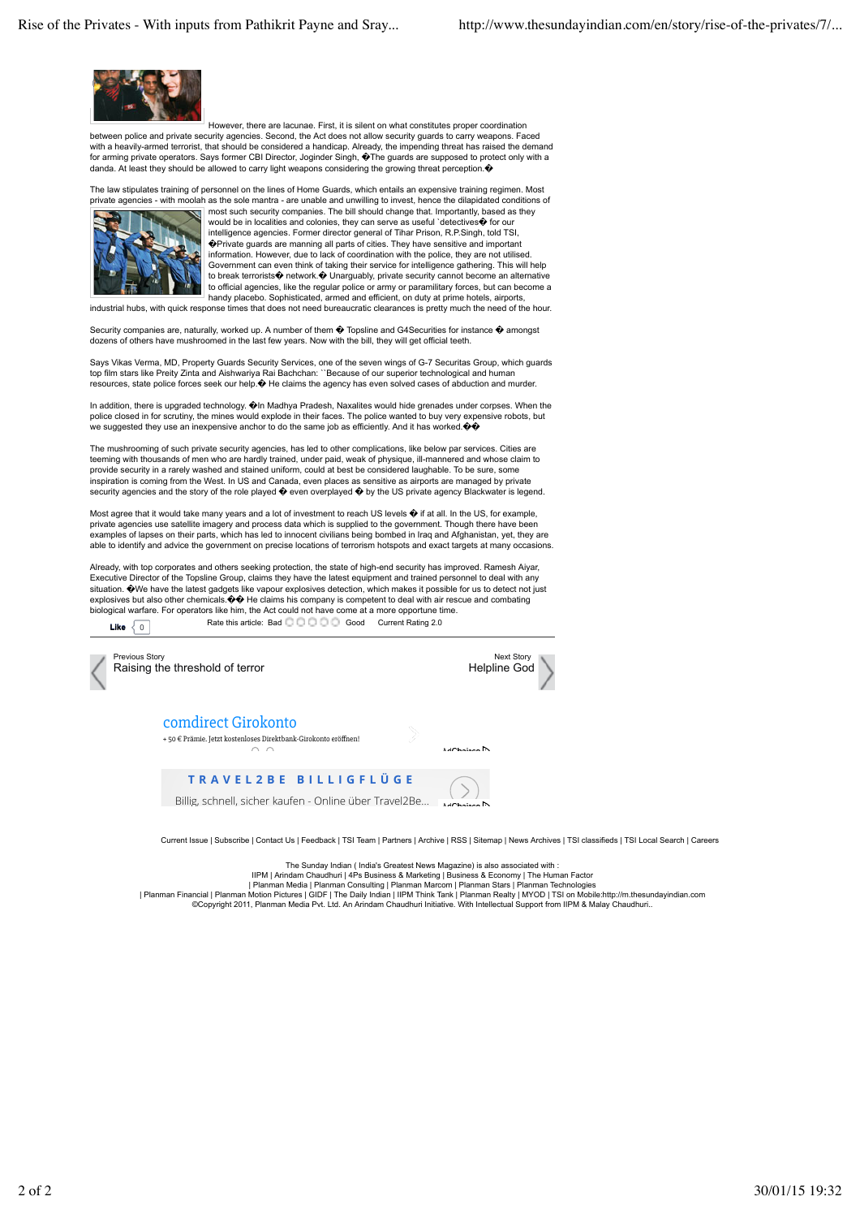However, there are lacunae. First, it is silent on what constitutes proper coordination between police and private security agencies. Second, the Act does not allow security guards to carry weapons. Faced with a heavily-armed terrorist, that should be considered a handicap. Already, the impending threat has raised the demand for arming private operators. Says former CBI Director, Joginder Singh, �The guards are supposed to protect only with a danda. At least they should be allowed to carry light weapons considering the growing threat perception.�

The law stipulates training of personnel on the lines of Home Guards, which entails an expensive training regimen. Most private agencies - with moolah as the sole mantra - are unable and unwilling to invest, hence the dilapidated conditions of most such security companies. The bill should change that. Importantly, based as they would be in localities and colonies, they can serve as useful `detectives� for our intelligence agencies. Former director general of Tihar Prison, R.P.Singh, told TSI, �Private guards are manning all parts of cities. They have sensitive and important information. However, due to lack of coordination with the police, they are not utilised. Government can even think of taking their service for intelligence gathering. This will help to break terrorists� network.� Unarguably, private security cannot become an alternative to official agencies, like the regular police or army or paramilitary forces, but can become a handy placebo. Sophisticated, armed and efficient, on duty at prime hotels, airports, industrial hubs, with quick response times that does not need bureaucratic clearances is pretty much the need of the hour.

Security companies are, naturally, worked up. A number of them � Topsline and G4Securities for instance � amongst dozens of others have mushroomed in the last few years. Now with the bill, they will get official teeth.

Says Vikas Verma, MD, Property Guards Security Services, one of the seven wings of G-7 Securitas Group, which guards top film stars like Preity Zinta and Aishwariya Rai Bachchan: ``Because of our superior technological and human resources, state police forces seek our help.� He claims the agency has even solved cases of abduction and murder.

In addition, there is upgraded technology. �In Madhya Pradesh, Naxalites would hide grenades under corpses. When the police closed in for scrutiny, the mines would explode in their faces. The police wanted to buy very expensive robots, but we suggested they use an inexpensive anchor to do the same job as efficiently. And it has worked.��

The mushrooming of such private security agencies, has led to other complications, like below par services. Cities are teeming with thousands of men who are hardly trained, under paid, weak of physique, ill-mannered and whose claim to provide security in a rarely washed and stained uniform, could at best be considered laughable. To be sure, some inspiration is coming from the West. In US and Canada, even places as sensitive as airports are managed by private security agencies and the story of the role played � even overplayed � by the US private agency Blackwater is legend.

Most agree that it would take many years and a lot of investment to reach US levels � if at all. In the US, for example, private agencies use satellite imagery and process data which is supplied to the government. Though there have been examples of lapses on their parts, which has led to innocent civilians being bombed in Iraq and Afghanistan, yet, they are able to identify and advice the government on precise locations of terrorism hotspots and exact targets at many occasions.

Already, with top corporates and others seeking protection, the state of high-end security has improved. Ramesh Aiyar, Executive Director of the Topsline Group, claims they have the latest equipment and trained personnel to deal with any situation. �We have the latest gadgets like vapour explosives detection, which makes it possible for us to detect not just explosives but also other chemicals.�� He claims his company is competent to deal with air rescue and combating biological warfare. For operators like him, the Act could not have come at a more opportune time.

Like 0    Rate this article: Bad Good Current Rating 2.0

Previous Story
Raising the threshold of terror

Next Story
Helpline God

comdirect Girokonto
+ 50 € Prämie. Jetzt kostenloses Direktbank-Girokonto eröffnen!

TRAVEL2BE BILLIGFLÜGE
Billig, schnell, sicher kaufen - Online über Travel2Be...

Current Issue | Subscribe | Contact Us | Feedback | TSI Team | Partners | Archive | RSS | Sitemap | News Archives | TSI classifieds | TSI Local Search | Careers

The Sunday Indian ( India's Greatest News Magazine) is also associated with :
IIPM | Arindam Chaudhuri | 4Ps Business & Marketing | Business & Economy | The Human Factor
| Planman Media | Planman Consulting | Planman Marcom | Planman Stars | Planman Technologies
| Planman Financial | Planman Motion Pictures | GIDF | The Daily Indian | IIPM Think Tank | Planman Realty | MYOD | TSI on Mobile:http://m.thesundayindian.com
©Copyright 2011, Planman Media Pvt. Ltd. An Arindam Chaudhuri Initiative. With Intellectual Support from IIPM & Malay Chaudhuri..